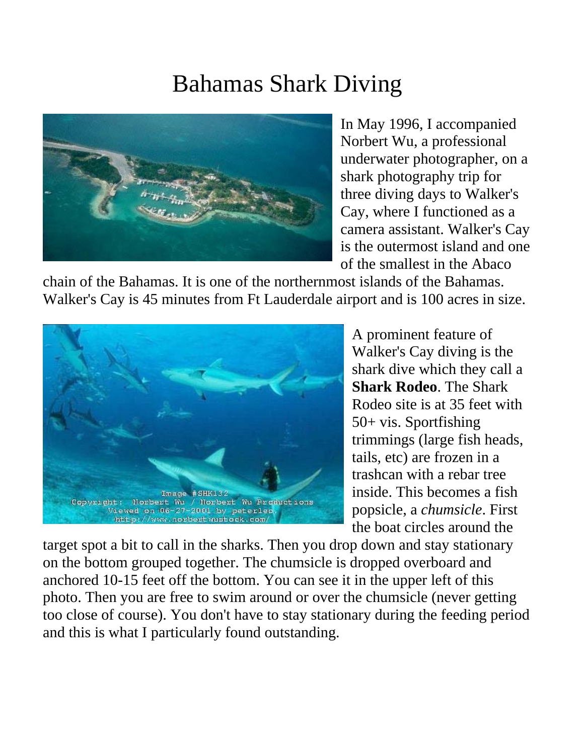# Bahamas Shark Diving

In May 1996, I accompanied Norbert Wu, a professional underwater photographer, on a shark photography trip for three diving days to Walker's Cay, where I functioned as a camera assistant. Walker's Cay is the outermost island and one of the smallest in the Abaco chain of the Bahamas. It is one of the northernmost islands of the Bahamas. Walker's Cay is 45 minutes from Ft Lauderdale airport and is 100 acres in size.

A prominent feature of Walker's Cay diving is the shark dive which they call a **Shark Rodeo**. The Shark Rodeo site is at 35 feet with 50+ vis. Sportfishing trimmings (large fish heads, tails, etc) are frozen in a trashcan with a rebar tree inside. This becomes a fish popsicle, a *chumsicle*. First the boat circles around the target spot a bit to call in the sharks. Then you drop down and stay stationary on the bottom grouped together. The chumsicle is dropped overboard and anchored 10-15 feet off the bottom. You can see it in the upper left of this photo. Then you are free to swim around or over the chumsicle (never getting too close of course). You don't have to stay stationary during the feeding period and this is what I particularly found outstanding.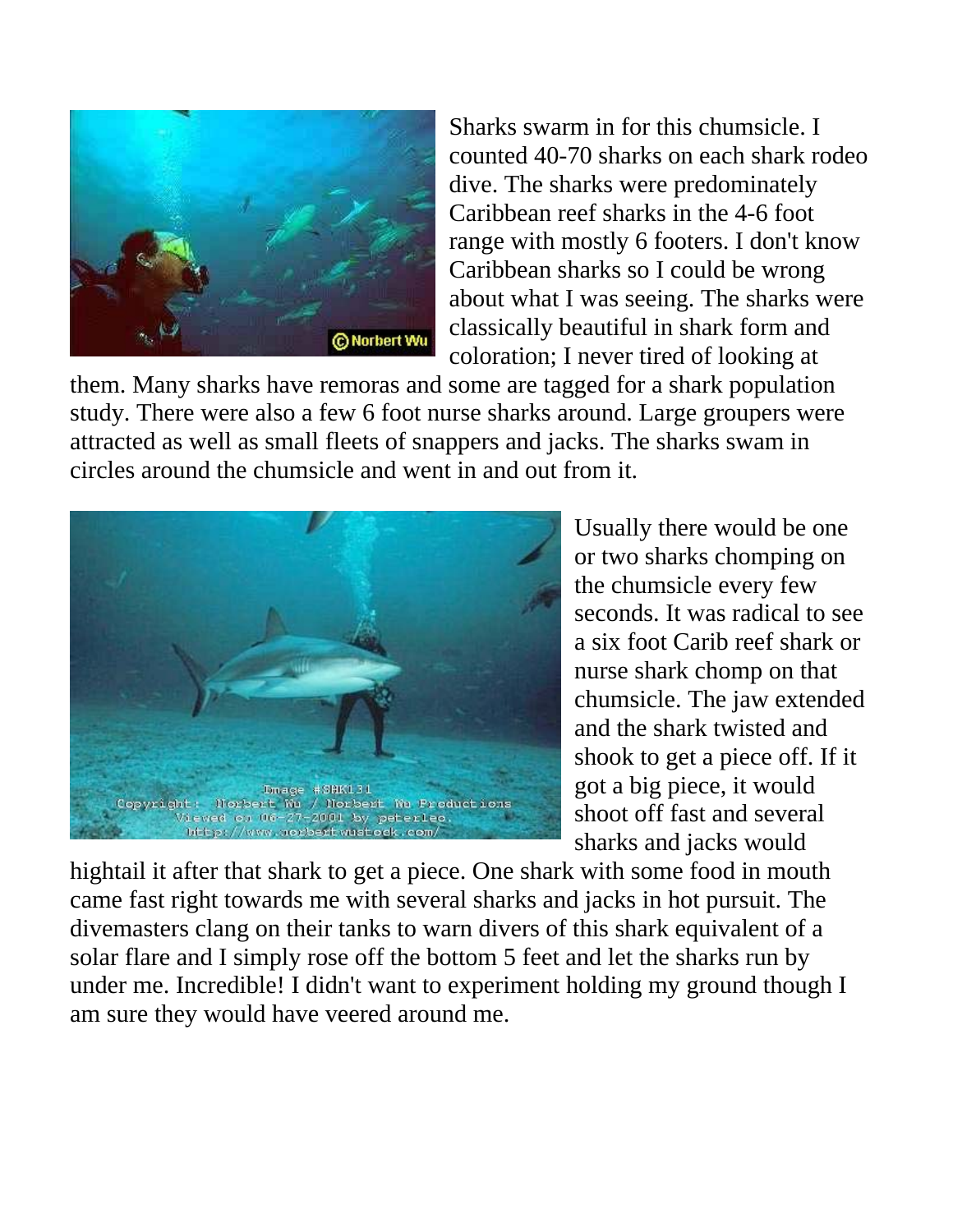Sharks swarm in for this chumsicle. I counted 40-70 sharks on each shark rodeo dive. The sharks were predominately Caribbean reef sharks in the 4-6 foot range with mostly 6 footers. I don't know Caribbean sharks so I could be wrong about what I was seeing. The sharks were classically beautiful in shark form and coloration; I never tired of looking at them. Many sharks have remoras and some are tagged for a shark population study. There were also a few 6 foot nurse sharks around. Large groupers were attracted as well as small fleets of snappers and jacks. The sharks swam in circles around the chumsicle and went in and out from it.

Usually there would be one or two sharks chomping on the chumsicle every few seconds. It was radical to see a six foot Carib reef shark or nurse shark chomp on that chumsicle. The jaw extended and the shark twisted and shook to get a piece off. If it got a big piece, it would shoot off fast and several sharks and jacks would hightail it after that shark to get a piece. One shark with some food in mouth came fast right towards me with several sharks and jacks in hot pursuit. The divemasters clang on their tanks to warn divers of this shark equivalent of a solar flare and I simply rose off the bottom 5 feet and let the sharks run by under me. Incredible! I didn't want to experiment holding my ground though I am sure they would have veered around me.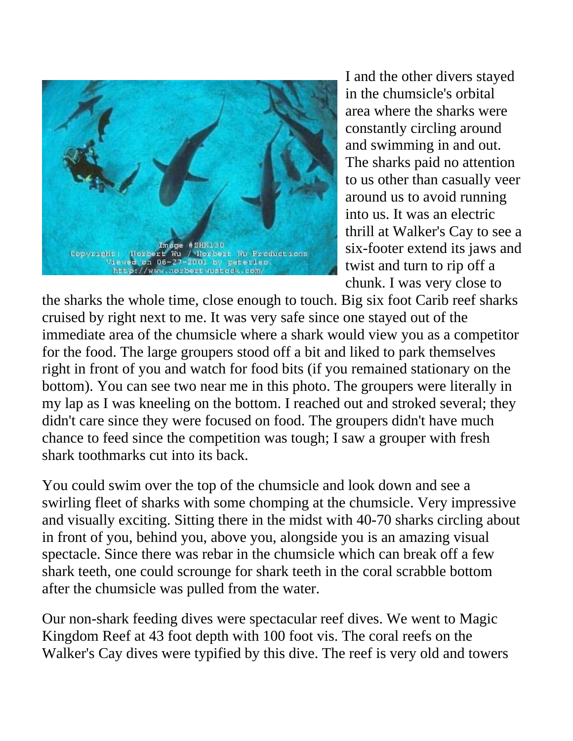I and the other divers stayed in the chumsicle's orbital area where the sharks were constantly circling around and swimming in and out. The sharks paid no attention to us other than casually veer around us to avoid running into us. It was an electric thrill at Walker's Cay to see a six-footer extend its jaws and twist and turn to rip off a chunk. I was very close to the sharks the whole time, close enough to touch. Big six foot Carib reef sharks cruised by right next to me. It was very safe since one stayed out of the immediate area of the chumsicle where a shark would view you as a competitor for the food. The large groupers stood off a bit and liked to park themselves right in front of you and watch for food bits (if you remained stationary on the bottom). You can see two near me in this photo. The groupers were literally in my lap as I was kneeling on the bottom. I reached out and stroked several; they didn't care since they were focused on food. The groupers didn't have much chance to feed since the competition was tough; I saw a grouper with fresh shark toothmarks cut into its back.

You could swim over the top of the chumsicle and look down and see a swirling fleet of sharks with some chomping at the chumsicle. Very impressive and visually exciting. Sitting there in the midst with 40-70 sharks circling about in front of you, behind you, above you, alongside you is an amazing visual spectacle. Since there was rebar in the chumsicle which can break off a few shark teeth, one could scrounge for shark teeth in the coral scrabble bottom after the chumsicle was pulled from the water.

Our non-shark feeding dives were spectacular reef dives. We went to Magic Kingdom Reef at 43 foot depth with 100 foot vis. The coral reefs on the Walker's Cay dives were typified by this dive. The reef is very old and towers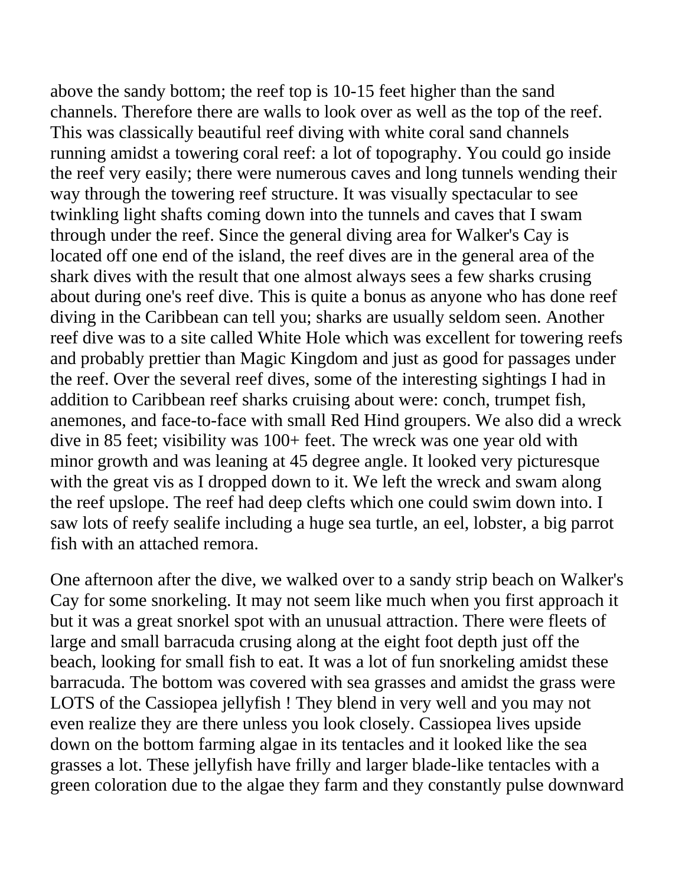above the sandy bottom; the reef top is 10-15 feet higher than the sand channels. Therefore there are walls to look over as well as the top of the reef. This was classically beautiful reef diving with white coral sand channels running amidst a towering coral reef: a lot of topography. You could go inside the reef very easily; there were numerous caves and long tunnels wending their way through the towering reef structure. It was visually spectacular to see twinkling light shafts coming down into the tunnels and caves that I swam through under the reef. Since the general diving area for Walker's Cay is located off one end of the island, the reef dives are in the general area of the shark dives with the result that one almost always sees a few sharks crusing about during one's reef dive. This is quite a bonus as anyone who has done reef diving in the Caribbean can tell you; sharks are usually seldom seen. Another reef dive was to a site called White Hole which was excellent for towering reefs and probably prettier than Magic Kingdom and just as good for passages under the reef. Over the several reef dives, some of the interesting sightings I had in addition to Caribbean reef sharks cruising about were: conch, trumpet fish, anemones, and face-to-face with small Red Hind groupers. We also did a wreck dive in 85 feet; visibility was 100+ feet. The wreck was one year old with minor growth and was leaning at 45 degree angle. It looked very picturesque with the great vis as I dropped down to it. We left the wreck and swam along the reef upslope. The reef had deep clefts which one could swim down into. I saw lots of reefy sealife including a huge sea turtle, an eel, lobster, a big parrot fish with an attached remora.

One afternoon after the dive, we walked over to a sandy strip beach on Walker's Cay for some snorkeling. It may not seem like much when you first approach it but it was a great snorkel spot with an unusual attraction. There were fleets of large and small barracuda crusing along at the eight foot depth just off the beach, looking for small fish to eat. It was a lot of fun snorkeling amidst these barracuda. The bottom was covered with sea grasses and amidst the grass were LOTS of the Cassiopea jellyfish ! They blend in very well and you may not even realize they are there unless you look closely. Cassiopea lives upside down on the bottom farming algae in its tentacles and it looked like the sea grasses a lot. These jellyfish have frilly and larger blade-like tentacles with a green coloration due to the algae they farm and they constantly pulse downward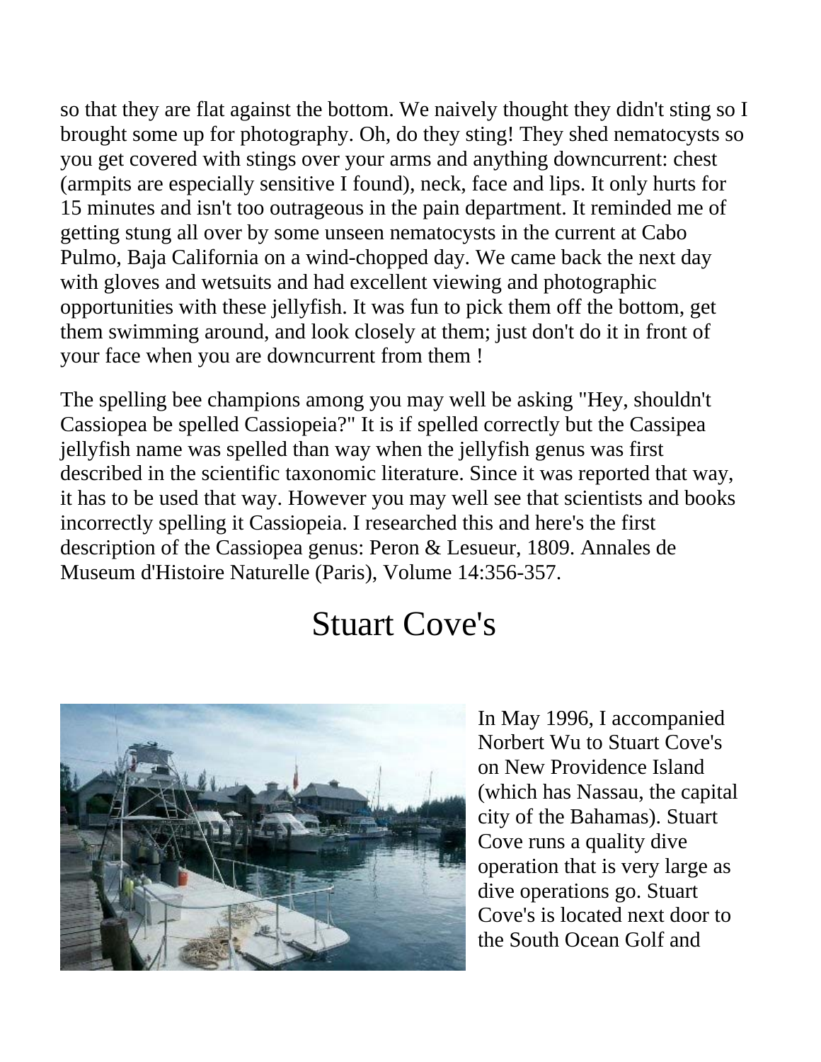so that they are flat against the bottom. We naively thought they didn't sting so I brought some up for photography. Oh, do they sting! They shed nematocysts so you get covered with stings over your arms and anything downcurrent: chest (armpits are especially sensitive I found), neck, face and lips. It only hurts for 15 minutes and isn't too outrageous in the pain department. It reminded me of getting stung all over by some unseen nematocysts in the current at Cabo Pulmo, Baja California on a wind-chopped day. We came back the next day with gloves and wetsuits and had excellent viewing and photographic opportunities with these jellyfish. It was fun to pick them off the bottom, get them swimming around, and look closely at them; just don't do it in front of your face when you are downcurrent from them !

The spelling bee champions among you may well be asking "Hey, shouldn't Cassiopea be spelled Cassiopeia?" It is if spelled correctly but the Cassipea jellyfish name was spelled than way when the jellyfish genus was first described in the scientific taxonomic literature. Since it was reported that way, it has to be used that way. However you may well see that scientists and books incorrectly spelling it Cassiopeia. I researched this and here's the first description of the Cassiopea genus: Peron & Lesueur, 1809. Annales de Museum d'Histoire Naturelle (Paris), Volume 14:356-357.

# Stuart Cove's

In May 1996, I accompanied Norbert Wu to Stuart Cove's on New Providence Island (which has Nassau, the capital city of the Bahamas). Stuart Cove runs a quality dive operation that is very large as dive operations go. Stuart Cove's is located next door to the South Ocean Golf and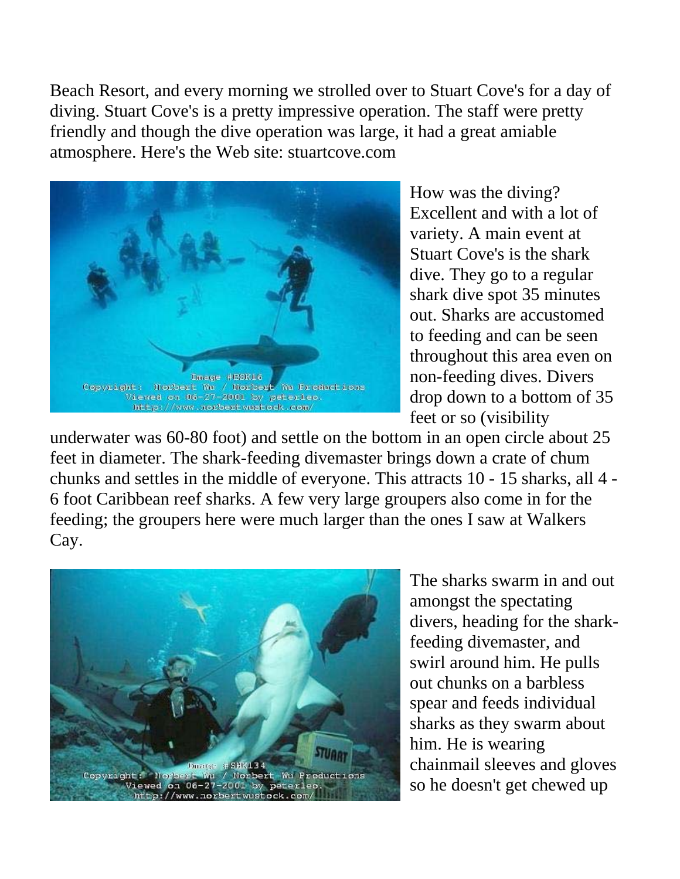Beach Resort, and every morning we strolled over to Stuart Cove's for a day of diving. Stuart Cove's is a pretty impressive operation. The staff were pretty friendly and though the dive operation was large, it had a great amiable atmosphere. Here's the Web site: stuartcove.com

How was the diving? Excellent and with a lot of variety. A main event at Stuart Cove's is the shark dive. They go to a regular shark dive spot 35 minutes out. Sharks are accustomed to feeding and can be seen throughout this area even on non-feeding dives. Divers drop down to a bottom of 35 feet or so (visibility underwater was 60-80 foot) and settle on the bottom in an open circle about 25 feet in diameter. The shark-feeding divemaster brings down a crate of chum chunks and settles in the middle of everyone. This attracts 10 - 15 sharks, all 4 - 6 foot Caribbean reef sharks. A few very large groupers also come in for the feeding; the groupers here were much larger than the ones I saw at Walkers Cay.

The sharks swarm in and out amongst the spectating divers, heading for the shark-feeding divemaster, and swirl around him. He pulls out chunks on a barbless spear and feeds individual sharks as they swarm about him. He is wearing chainmail sleeves and gloves so he doesn't get chewed up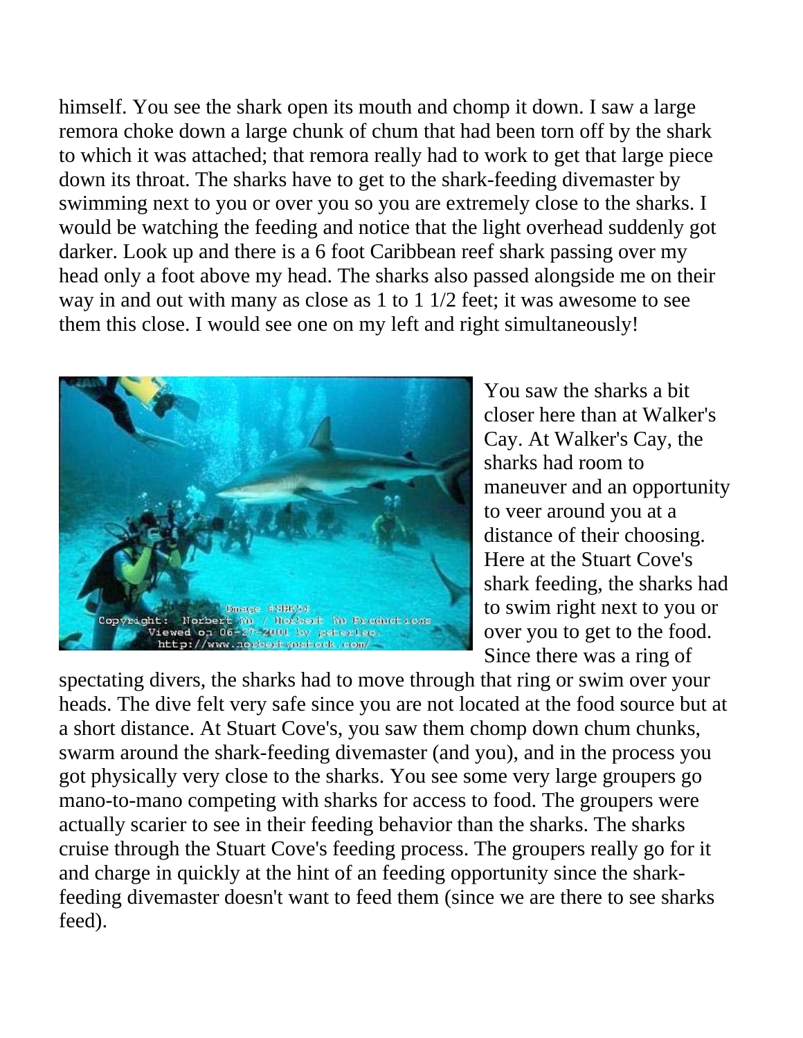himself. You see the shark open its mouth and chomp it down. I saw a large remora choke down a large chunk of chum that had been torn off by the shark to which it was attached; that remora really had to work to get that large piece down its throat. The sharks have to get to the shark-feeding divemaster by swimming next to you or over you so you are extremely close to the sharks. I would be watching the feeding and notice that the light overhead suddenly got darker. Look up and there is a 6 foot Caribbean reef shark passing over my head only a foot above my head. The sharks also passed alongside me on their way in and out with many as close as 1 to 1 1/2 feet; it was awesome to see them this close. I would see one on my left and right simultaneously!

You saw the sharks a bit closer here than at Walker's Cay. At Walker's Cay, the sharks had room to maneuver and an opportunity to veer around you at a distance of their choosing. Here at the Stuart Cove's shark feeding, the sharks had to swim right next to you or over you to get to the food. Since there was a ring of spectating divers, the sharks had to move through that ring or swim over your heads. The dive felt very safe since you are not located at the food source but at a short distance. At Stuart Cove's, you saw them chomp down chum chunks, swarm around the shark-feeding divemaster (and you), and in the process you got physically very close to the sharks. You see some very large groupers go mano-to-mano competing with sharks for access to food. The groupers were actually scarier to see in their feeding behavior than the sharks. The sharks cruise through the Stuart Cove's feeding process. The groupers really go for it and charge in quickly at the hint of an feeding opportunity since the shark-feeding divemaster doesn't want to feed them (since we are there to see sharks feed).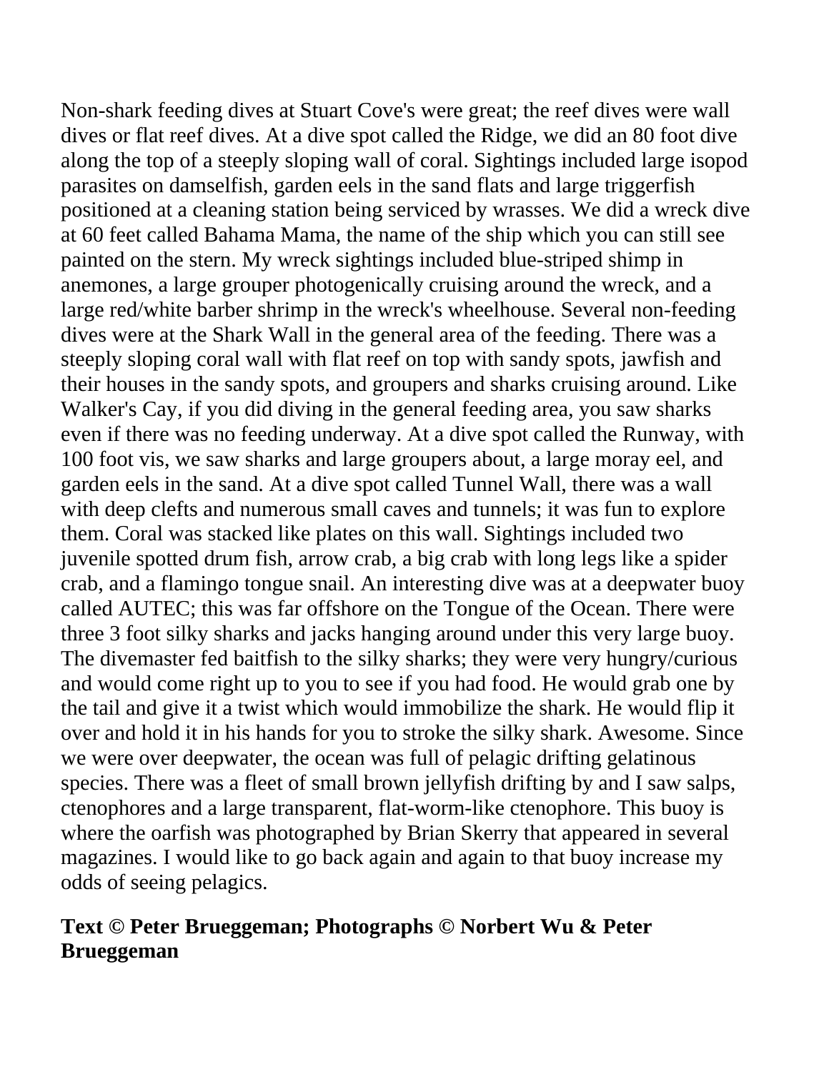Non-shark feeding dives at Stuart Cove's were great; the reef dives were wall dives or flat reef dives. At a dive spot called the Ridge, we did an 80 foot dive along the top of a steeply sloping wall of coral. Sightings included large isopod parasites on damselfish, garden eels in the sand flats and large triggerfish positioned at a cleaning station being serviced by wrasses. We did a wreck dive at 60 feet called Bahama Mama, the name of the ship which you can still see painted on the stern. My wreck sightings included blue-striped shimp in anemones, a large grouper photogenically cruising around the wreck, and a large red/white barber shrimp in the wreck's wheelhouse. Several non-feeding dives were at the Shark Wall in the general area of the feeding. There was a steeply sloping coral wall with flat reef on top with sandy spots, jawfish and their houses in the sandy spots, and groupers and sharks cruising around. Like Walker's Cay, if you did diving in the general feeding area, you saw sharks even if there was no feeding underway. At a dive spot called the Runway, with 100 foot vis, we saw sharks and large groupers about, a large moray eel, and garden eels in the sand. At a dive spot called Tunnel Wall, there was a wall with deep clefts and numerous small caves and tunnels; it was fun to explore them. Coral was stacked like plates on this wall. Sightings included two juvenile spotted drum fish, arrow crab, a big crab with long legs like a spider crab, and a flamingo tongue snail. An interesting dive was at a deepwater buoy called AUTEC; this was far offshore on the Tongue of the Ocean. There were three 3 foot silky sharks and jacks hanging around under this very large buoy. The divemaster fed baitfish to the silky sharks; they were very hungry/curious and would come right up to you to see if you had food. He would grab one by the tail and give it a twist which would immobilize the shark. He would flip it over and hold it in his hands for you to stroke the silky shark. Awesome. Since we were over deepwater, the ocean was full of pelagic drifting gelatinous species. There was a fleet of small brown jellyfish drifting by and I saw salps, ctenophores and a large transparent, flat-worm-like ctenophore. This buoy is where the oarfish was photographed by Brian Skerry that appeared in several magazines. I would like to go back again and again to that buoy increase my odds of seeing pelagics.

**Text © Peter Brueggeman; Photographs © Norbert Wu & Peter Brueggeman**